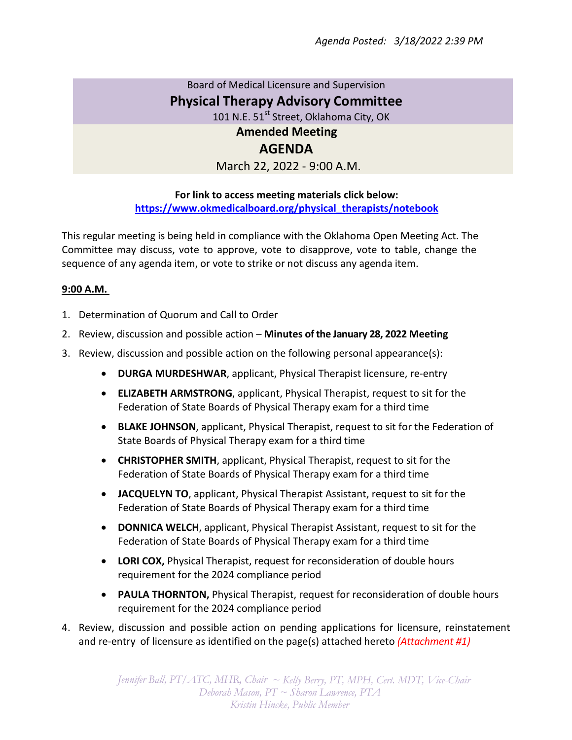*Agenda Posted: 3/18/2022 2:39 PM*

Board of Medical Licensure and Supervision

# Physical Therapy Advisory Committee

101 N.E. 51st Street, Oklahoma City, OK

## Amended Meeting

# AGENDA

March 22, 2022 - 9:00 A.M.

**For link to access meeting materials click below:**
**https://www.okmedicalboard.org/physical_therapists/notebook**

This regular meeting is being held in compliance with the Oklahoma Open Meeting Act. The Committee may discuss, vote to approve, vote to disapprove, vote to table, change the sequence of any agenda item, or vote to strike or not discuss any agenda item.

**9:00 A.M.**

1. Determination of Quorum and Call to Order
2. Review, discussion and possible action – **Minutes of the January 28, 2022 Meeting**
3. Review, discussion and possible action on the following personal appearance(s):
   - **DURGA MURDESHWAR**, applicant, Physical Therapist licensure, re-entry
   - **ELIZABETH ARMSTRONG**, applicant, Physical Therapist, request to sit for the Federation of State Boards of Physical Therapy exam for a third time
   - **BLAKE JOHNSON**, applicant, Physical Therapist, request to sit for the Federation of State Boards of Physical Therapy exam for a third time
   - **CHRISTOPHER SMITH**, applicant, Physical Therapist, request to sit for the Federation of State Boards of Physical Therapy exam for a third time
   - **JACQUELYN TO**, applicant, Physical Therapist Assistant, request to sit for the Federation of State Boards of Physical Therapy exam for a third time
   - **DONNICA WELCH**, applicant, Physical Therapist Assistant, request to sit for the Federation of State Boards of Physical Therapy exam for a third time
   - **LORI COX,** Physical Therapist, request for reconsideration of double hours requirement for the 2024 compliance period
   - **PAULA THORNTON,** Physical Therapist, request for reconsideration of double hours requirement for the 2024 compliance period
4. Review, discussion and possible action on pending applications for licensure, reinstatement and re-entry of licensure as identified on the page(s) attached hereto *(Attachment #1)*

*Jennifer Ball, PT/ATC, MHR, Chair ~ Kelly Berry, PT, MPH, Cert. MDT, Vice-Chair*
*Deborah Mason, PT ~ Sharon Lawrence, PTA*
*Kristin Hincke, Public Member*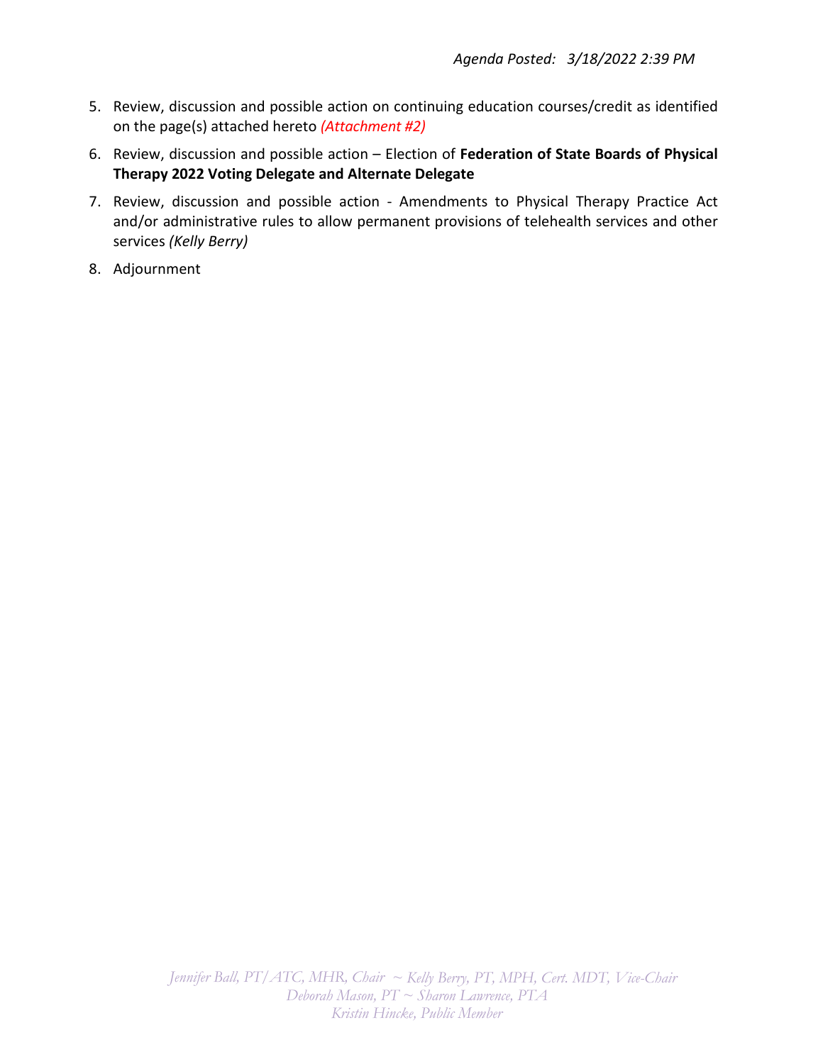*Agenda Posted: 3/18/2022 2:39 PM*

5. Review, discussion and possible action on continuing education courses/credit as identified on the page(s) attached hereto *(Attachment #2)*
6. Review, discussion and possible action – Election of **Federation of State Boards of Physical Therapy 2022 Voting Delegate and Alternate Delegate**
7. Review, discussion and possible action - Amendments to Physical Therapy Practice Act and/or administrative rules to allow permanent provisions of telehealth services and other services *(Kelly Berry)*
8. Adjournment

*Jennifer Ball, PT/ATC, MHR, Chair ~ Kelly Berry, PT, MPH, Cert. MDT, Vice-Chair*
*Deborah Mason, PT ~ Sharon Lawrence, PTA*
*Kristin Hincke, Public Member*